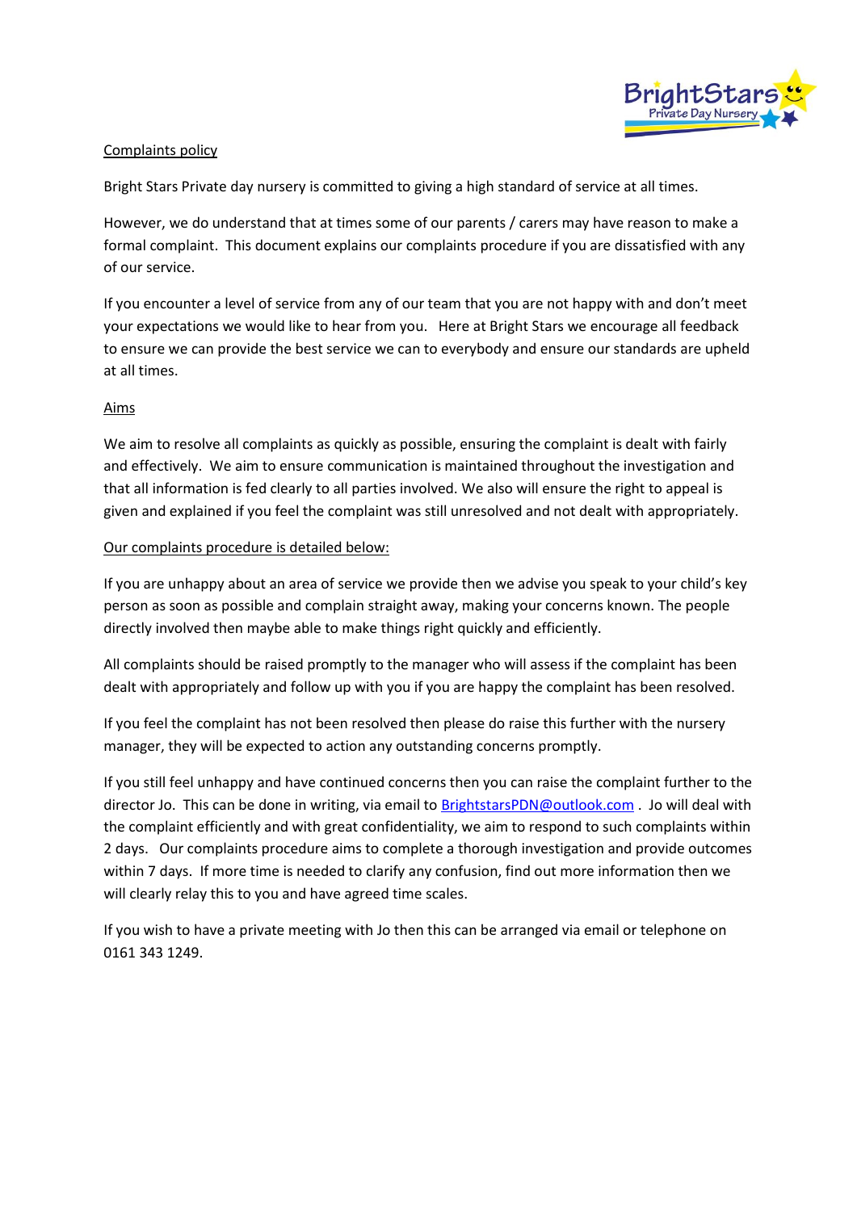## Complaints policy

Bright Stars Private day nursery is committed to giving a high standard of service at all times.

However, we do understand that at times some of our parents / carers may have reason to make a formal complaint. This document explains our complaints procedure if you are dissatisfied with any of our service.

If you encounter a level of service from any of our team that you are not happy with and don't meet your expectations we would like to hear from you. Here at Bright Stars we encourage all feedback to ensure we can provide the best service we can to everybody and ensure our standards are upheld at all times.

### Aims

We aim to resolve all complaints as quickly as possible, ensuring the complaint is dealt with fairly and effectively. We aim to ensure communication is maintained throughout the investigation and that all information is fed clearly to all parties involved. We also will ensure the right to appeal is given and explained if you feel the complaint was still unresolved and not dealt with appropriately.

### Our complaints procedure is detailed below:

If you are unhappy about an area of service we provide then we advise you speak to your child's key person as soon as possible and complain straight away, making your concerns known. The people directly involved then maybe able to make things right quickly and efficiently.

All complaints should be raised promptly to the manager who will assess if the complaint has been dealt with appropriately and follow up with you if you are happy the complaint has been resolved.

If you feel the complaint has not been resolved then please do raise this further with the nursery manager, they will be expected to action any outstanding concerns promptly.

If you still feel unhappy and have continued concerns then you can raise the complaint further to the director Jo. This can be done in writing, via email to BrightstarsPDN@outlook.com . Jo will deal with the complaint efficiently and with great confidentiality, we aim to respond to such complaints within 2 days. Our complaints procedure aims to complete a thorough investigation and provide outcomes within 7 days. If more time is needed to clarify any confusion, find out more information then we will clearly relay this to you and have agreed time scales.

If you wish to have a private meeting with Jo then this can be arranged via email or telephone on 0161 343 1249.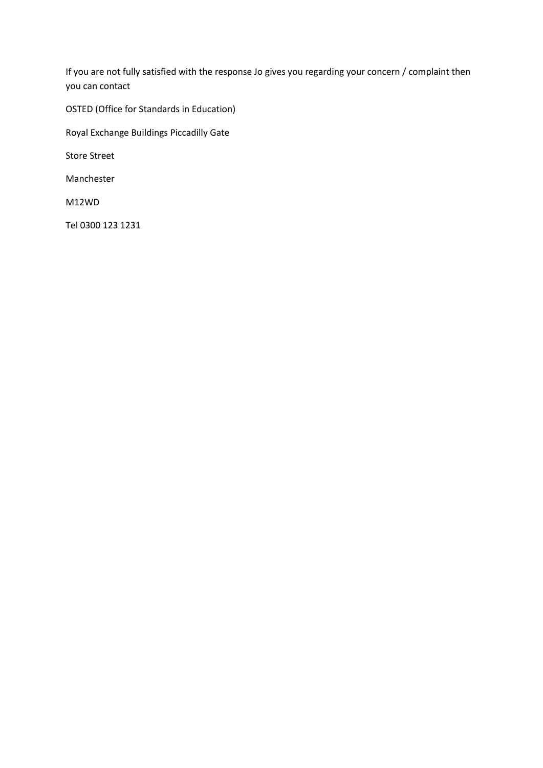If you are not fully satisfied with the response Jo gives you regarding your concern / complaint then you can contact

OSTED (Office for Standards in Education)

Royal Exchange Buildings Piccadilly Gate

Store Street

Manchester

M12WD

Tel 0300 123 1231